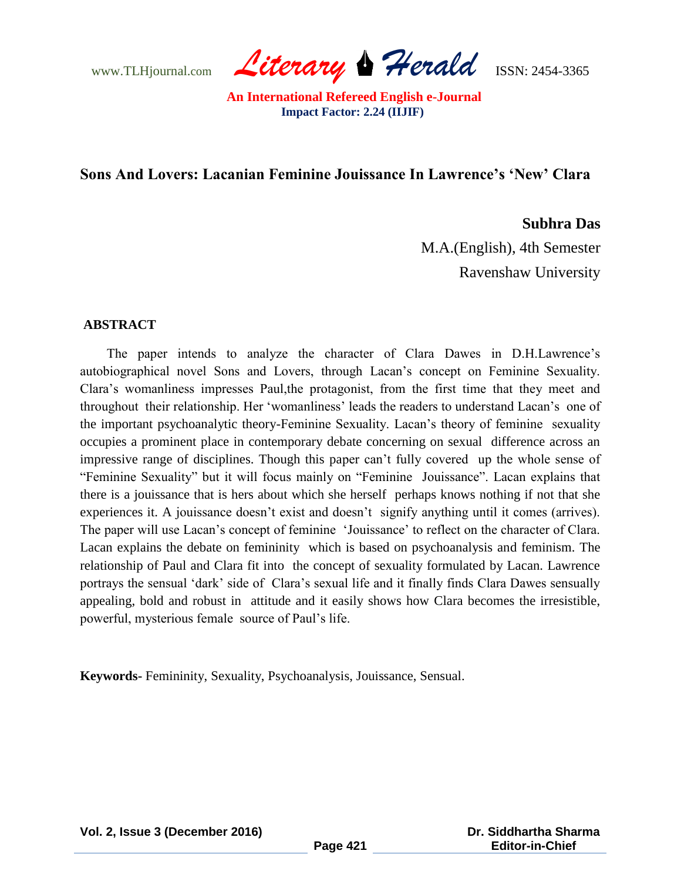# Sons And Lovers: Lacanian Feminine Jouissance In Lawrence's 'New' Clara

**Subhra Das**

M.A.(English), 4th Semester

Ravenshaw University

## ABSTRACT

The paper intends to analyze the character of Clara Dawes in D.H.Lawrence's autobiographical novel Sons and Lovers, through Lacan's concept on Feminine Sexuality. Clara's womanliness impresses Paul,the protagonist, from the first time that they meet and throughout their relationship. Her 'womanliness' leads the readers to understand Lacan's one of the important psychoanalytic theory-Feminine Sexuality. Lacan's theory of feminine sexuality occupies a prominent place in contemporary debate concerning on sexual difference across an impressive range of disciplines. Though this paper can't fully covered up the whole sense of "Feminine Sexuality" but it will focus mainly on "Feminine Jouissance". Lacan explains that there is a jouissance that is hers about which she herself perhaps knows nothing if not that she experiences it. A jouissance doesn't exist and doesn't signify anything until it comes (arrives). The paper will use Lacan's concept of feminine 'Jouissance' to reflect on the character of Clara. Lacan explains the debate on femininity which is based on psychoanalysis and feminism. The relationship of Paul and Clara fit into the concept of sexuality formulated by Lacan. Lawrence portrays the sensual 'dark' side of Clara's sexual life and it finally finds Clara Dawes sensually appealing, bold and robust in attitude and it easily shows how Clara becomes the irresistible, powerful, mysterious female source of Paul's life.

**Keywords-** Femininity, Sexuality, Psychoanalysis, Jouissance, Sensual.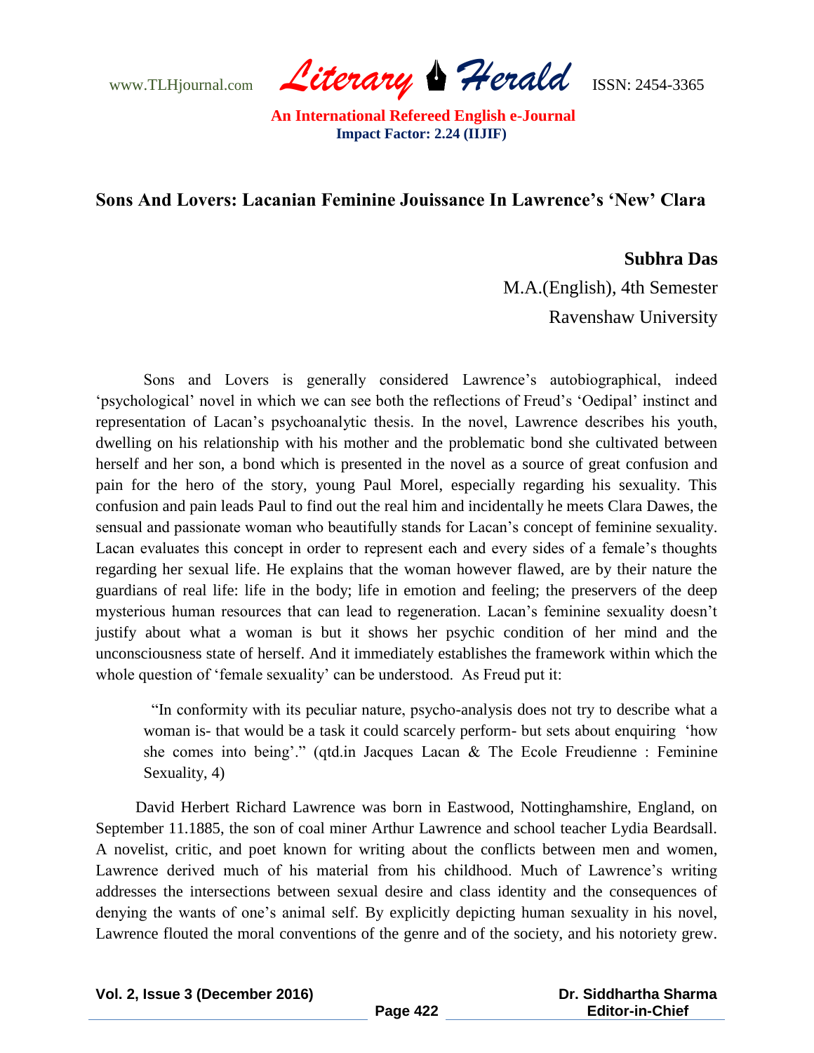## Sons And Lovers: Lacanian Feminine Jouissance In Lawrence's 'New' Clara

**Subhra Das**

M.A.(English), 4th Semester

Ravenshaw University

Sons and Lovers is generally considered Lawrence's autobiographical, indeed 'psychological' novel in which we can see both the reflections of Freud's 'Oedipal' instinct and representation of Lacan's psychoanalytic thesis. In the novel, Lawrence describes his youth, dwelling on his relationship with his mother and the problematic bond she cultivated between herself and her son, a bond which is presented in the novel as a source of great confusion and pain for the hero of the story, young Paul Morel, especially regarding his sexuality. This confusion and pain leads Paul to find out the real him and incidentally he meets Clara Dawes, the sensual and passionate woman who beautifully stands for Lacan's concept of feminine sexuality. Lacan evaluates this concept in order to represent each and every sides of a female's thoughts regarding her sexual life. He explains that the woman however flawed, are by their nature the guardians of real life: life in the body; life in emotion and feeling; the preservers of the deep mysterious human resources that can lead to regeneration. Lacan's feminine sexuality doesn't justify about what a woman is but it shows her psychic condition of her mind and the unconsciousness state of herself. And it immediately establishes the framework within which the whole question of 'female sexuality' can be understood. As Freud put it:

> "In conformity with its peculiar nature, psycho-analysis does not try to describe what a woman is- that would be a task it could scarcely perform- but sets about enquiring 'how she comes into being'." (qtd.in Jacques Lacan & The Ecole Freudienne : Feminine Sexuality, 4)

David Herbert Richard Lawrence was born in Eastwood, Nottinghamshire, England, on September 11.1885, the son of coal miner Arthur Lawrence and school teacher Lydia Beardsall. A novelist, critic, and poet known for writing about the conflicts between men and women, Lawrence derived much of his material from his childhood. Much of Lawrence's writing addresses the intersections between sexual desire and class identity and the consequences of denying the wants of one's animal self. By explicitly depicting human sexuality in his novel, Lawrence flouted the moral conventions of the genre and of the society, and his notoriety grew.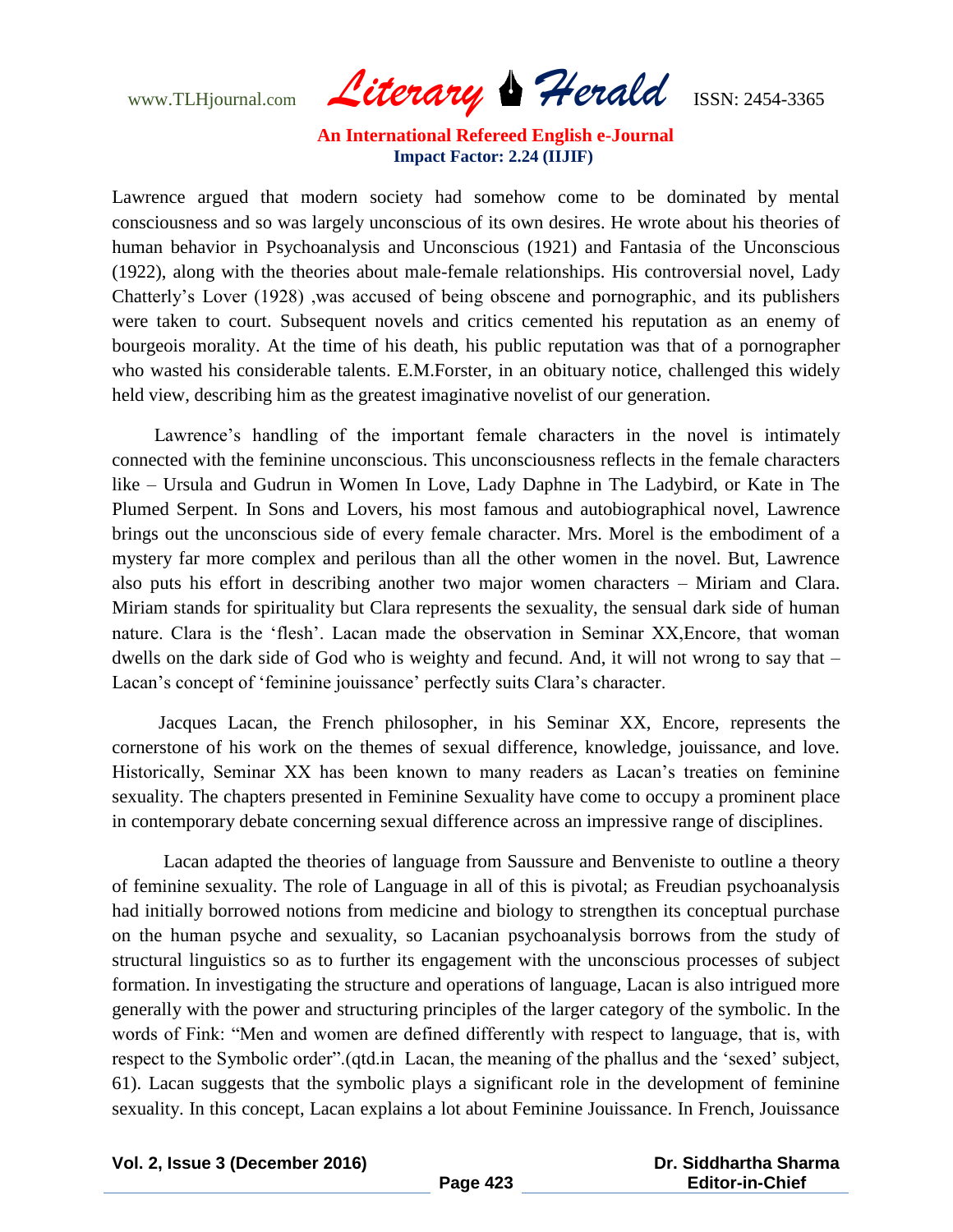Lawrence argued that modern society had somehow come to be dominated by mental consciousness and so was largely unconscious of its own desires. He wrote about his theories of human behavior in Psychoanalysis and Unconscious (1921) and Fantasia of the Unconscious (1922), along with the theories about male-female relationships. His controversial novel, Lady Chatterly's Lover (1928) ,was accused of being obscene and pornographic, and its publishers were taken to court. Subsequent novels and critics cemented his reputation as an enemy of bourgeois morality. At the time of his death, his public reputation was that of a pornographer who wasted his considerable talents. E.M.Forster, in an obituary notice, challenged this widely held view, describing him as the greatest imaginative novelist of our generation.

Lawrence's handling of the important female characters in the novel is intimately connected with the feminine unconscious. This unconsciousness reflects in the female characters like – Ursula and Gudrun in Women In Love, Lady Daphne in The Ladybird, or Kate in The Plumed Serpent. In Sons and Lovers, his most famous and autobiographical novel, Lawrence brings out the unconscious side of every female character. Mrs. Morel is the embodiment of a mystery far more complex and perilous than all the other women in the novel. But, Lawrence also puts his effort in describing another two major women characters – Miriam and Clara. Miriam stands for spirituality but Clara represents the sexuality, the sensual dark side of human nature. Clara is the 'flesh'. Lacan made the observation in Seminar XX,Encore, that woman dwells on the dark side of God who is weighty and fecund. And, it will not wrong to say that – Lacan's concept of 'feminine jouissance' perfectly suits Clara's character.

Jacques Lacan, the French philosopher, in his Seminar XX, Encore, represents the cornerstone of his work on the themes of sexual difference, knowledge, jouissance, and love. Historically, Seminar XX has been known to many readers as Lacan's treaties on feminine sexuality. The chapters presented in Feminine Sexuality have come to occupy a prominent place in contemporary debate concerning sexual difference across an impressive range of disciplines.

Lacan adapted the theories of language from Saussure and Benveniste to outline a theory of feminine sexuality. The role of Language in all of this is pivotal; as Freudian psychoanalysis had initially borrowed notions from medicine and biology to strengthen its conceptual purchase on the human psyche and sexuality, so Lacanian psychoanalysis borrows from the study of structural linguistics so as to further its engagement with the unconscious processes of subject formation. In investigating the structure and operations of language, Lacan is also intrigued more generally with the power and structuring principles of the larger category of the symbolic. In the words of Fink: "Men and women are defined differently with respect to language, that is, with respect to the Symbolic order".(qtd.in Lacan, the meaning of the phallus and the 'sexed' subject, 61). Lacan suggests that the symbolic plays a significant role in the development of feminine sexuality. In this concept, Lacan explains a lot about Feminine Jouissance. In French, Jouissance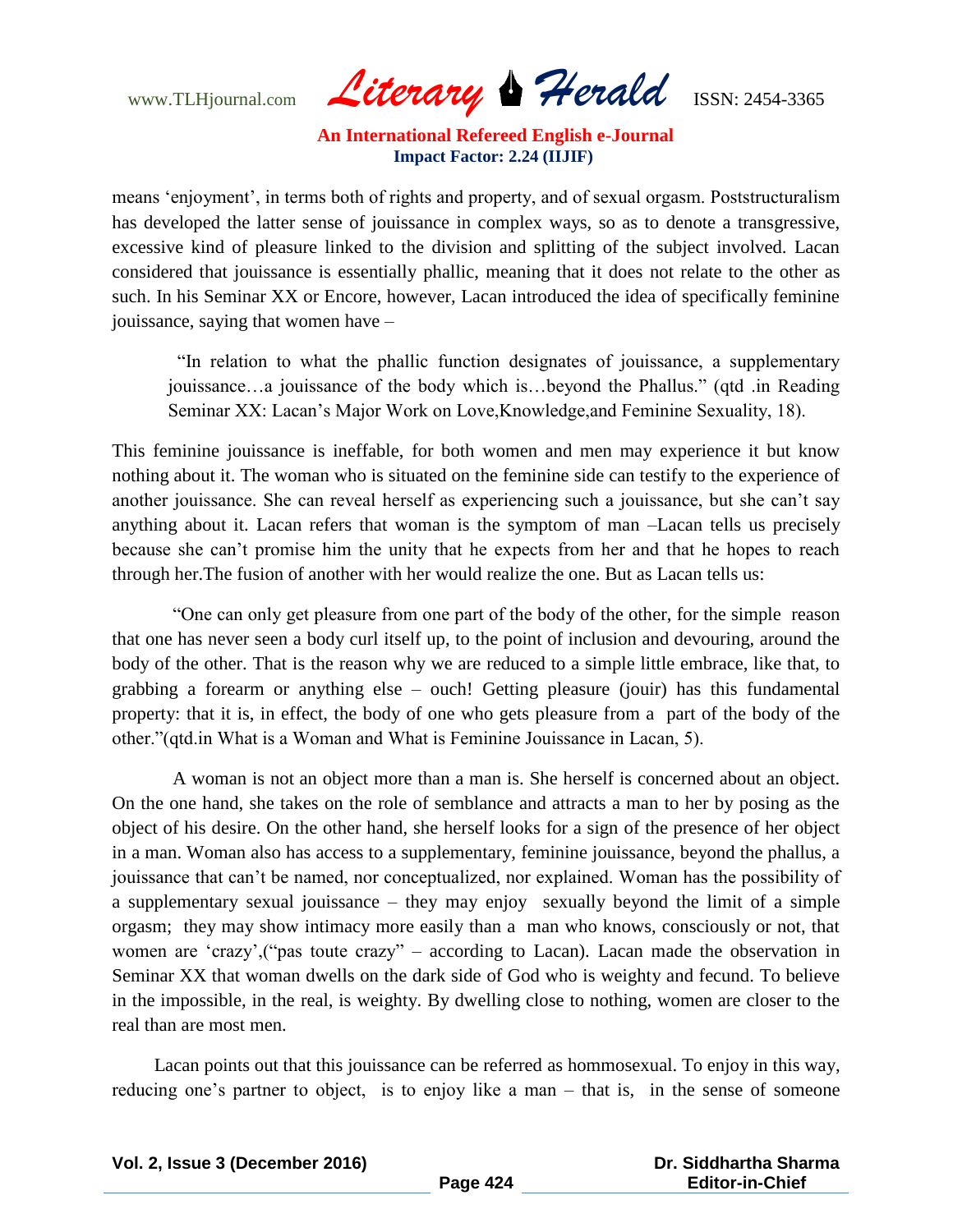means 'enjoyment', in terms both of rights and property, and of sexual orgasm. Poststructuralism has developed the latter sense of jouissance in complex ways, so as to denote a transgressive, excessive kind of pleasure linked to the division and splitting of the subject involved. Lacan considered that jouissance is essentially phallic, meaning that it does not relate to the other as such. In his Seminar XX or Encore, however, Lacan introduced the idea of specifically feminine jouissance, saying that women have –

> "In relation to what the phallic function designates of jouissance, a supplementary jouissance…a jouissance of the body which is…beyond the Phallus." (qtd .in Reading Seminar XX: Lacan's Major Work on Love,Knowledge,and Feminine Sexuality, 18).

This feminine jouissance is ineffable, for both women and men may experience it but know nothing about it. The woman who is situated on the feminine side can testify to the experience of another jouissance. She can reveal herself as experiencing such a jouissance, but she can't say anything about it. Lacan refers that woman is the symptom of man –Lacan tells us precisely because she can't promise him the unity that he expects from her and that he hopes to reach through her.The fusion of another with her would realize the one. But as Lacan tells us:

"One can only get pleasure from one part of the body of the other, for the simple reason that one has never seen a body curl itself up, to the point of inclusion and devouring, around the body of the other. That is the reason why we are reduced to a simple little embrace, like that, to grabbing a forearm or anything else – ouch! Getting pleasure (jouir) has this fundamental property: that it is, in effect, the body of one who gets pleasure from a part of the body of the other."(qtd.in What is a Woman and What is Feminine Jouissance in Lacan, 5).

A woman is not an object more than a man is. She herself is concerned about an object. On the one hand, she takes on the role of semblance and attracts a man to her by posing as the object of his desire. On the other hand, she herself looks for a sign of the presence of her object in a man. Woman also has access to a supplementary, feminine jouissance, beyond the phallus, a jouissance that can't be named, nor conceptualized, nor explained. Woman has the possibility of a supplementary sexual jouissance – they may enjoy sexually beyond the limit of a simple orgasm; they may show intimacy more easily than a man who knows, consciously or not, that women are 'crazy',("pas toute crazy" – according to Lacan). Lacan made the observation in Seminar XX that woman dwells on the dark side of God who is weighty and fecund. To believe in the impossible, in the real, is weighty. By dwelling close to nothing, women are closer to the real than are most men.

Lacan points out that this jouissance can be referred as hommosexual. To enjoy in this way, reducing one's partner to object, is to enjoy like a man – that is, in the sense of someone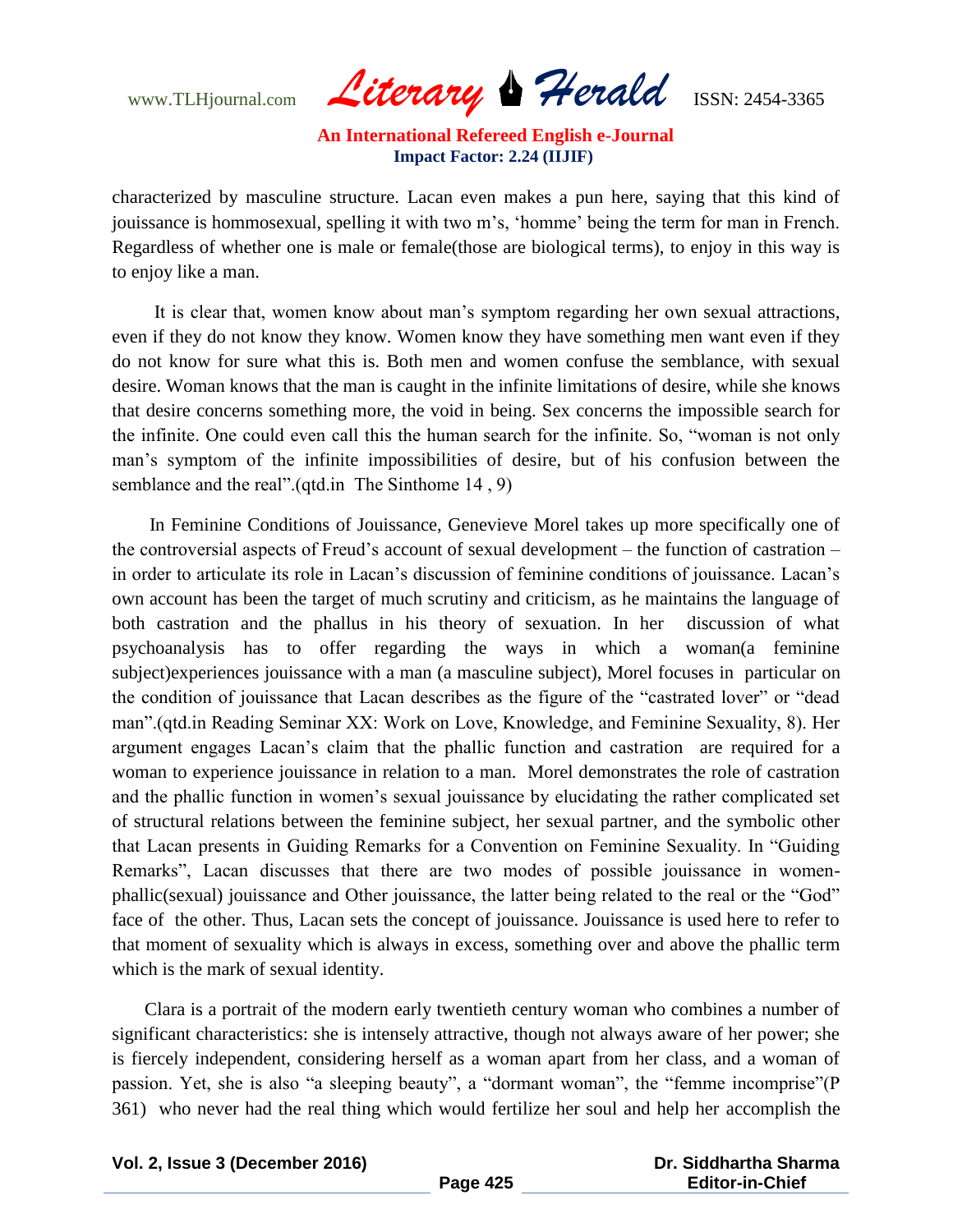characterized by masculine structure. Lacan even makes a pun here, saying that this kind of jouissance is hommosexual, spelling it with two m's, 'homme' being the term for man in French. Regardless of whether one is male or female(those are biological terms), to enjoy in this way is to enjoy like a man.

It is clear that, women know about man's symptom regarding her own sexual attractions, even if they do not know they know. Women know they have something men want even if they do not know for sure what this is. Both men and women confuse the semblance, with sexual desire. Woman knows that the man is caught in the infinite limitations of desire, while she knows that desire concerns something more, the void in being. Sex concerns the impossible search for the infinite. One could even call this the human search for the infinite. So, "woman is not only man's symptom of the infinite impossibilities of desire, but of his confusion between the semblance and the real".(qtd.in The Sinthome 14 , 9)

In Feminine Conditions of Jouissance, Genevieve Morel takes up more specifically one of the controversial aspects of Freud's account of sexual development – the function of castration – in order to articulate its role in Lacan's discussion of feminine conditions of jouissance. Lacan's own account has been the target of much scrutiny and criticism, as he maintains the language of both castration and the phallus in his theory of sexuation. In her discussion of what psychoanalysis has to offer regarding the ways in which a woman(a feminine subject)experiences jouissance with a man (a masculine subject), Morel focuses in particular on the condition of jouissance that Lacan describes as the figure of the "castrated lover" or "dead man".(qtd.in Reading Seminar XX: Work on Love, Knowledge, and Feminine Sexuality, 8). Her argument engages Lacan's claim that the phallic function and castration are required for a woman to experience jouissance in relation to a man. Morel demonstrates the role of castration and the phallic function in women's sexual jouissance by elucidating the rather complicated set of structural relations between the feminine subject, her sexual partner, and the symbolic other that Lacan presents in Guiding Remarks for a Convention on Feminine Sexuality. In "Guiding Remarks", Lacan discusses that there are two modes of possible jouissance in women-phallic(sexual) jouissance and Other jouissance, the latter being related to the real or the "God" face of the other. Thus, Lacan sets the concept of jouissance. Jouissance is used here to refer to that moment of sexuality which is always in excess, something over and above the phallic term which is the mark of sexual identity.

Clara is a portrait of the modern early twentieth century woman who combines a number of significant characteristics: she is intensely attractive, though not always aware of her power; she is fiercely independent, considering herself as a woman apart from her class, and a woman of passion. Yet, she is also "a sleeping beauty", a "dormant woman", the "femme incomprise"(P 361) who never had the real thing which would fertilize her soul and help her accomplish the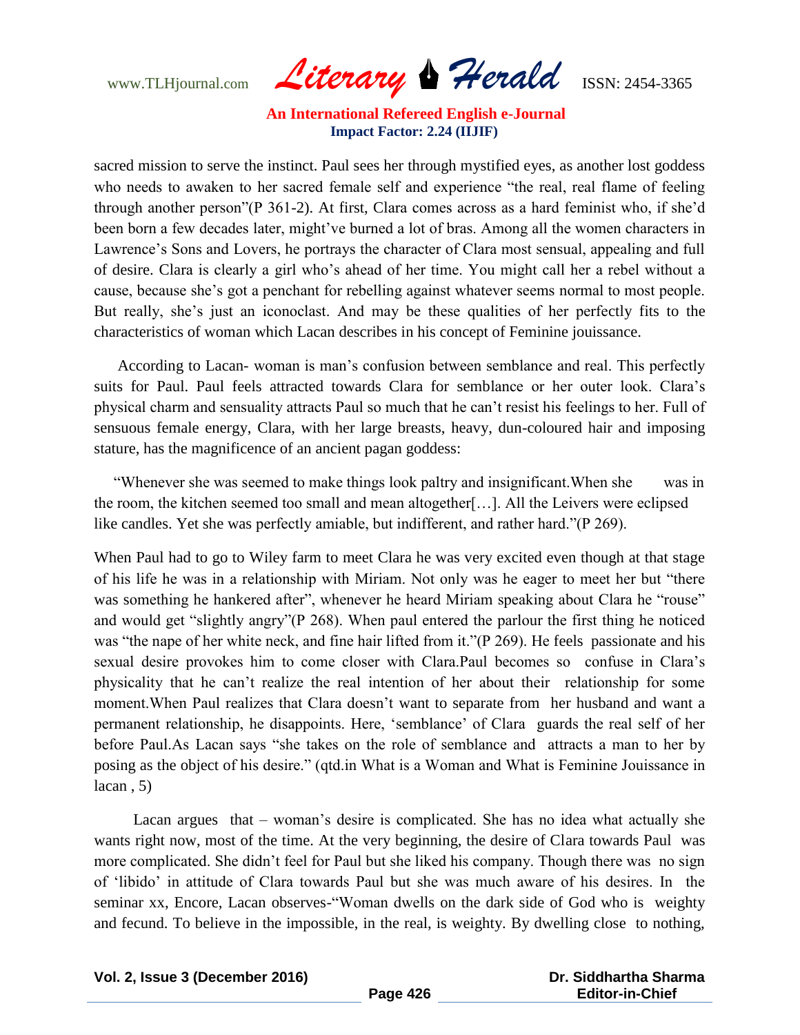sacred mission to serve the instinct. Paul sees her through mystified eyes, as another lost goddess who needs to awaken to her sacred female self and experience "the real, real flame of feeling through another person"(P 361-2). At first, Clara comes across as a hard feminist who, if she'd been born a few decades later, might've burned a lot of bras. Among all the women characters in Lawrence's Sons and Lovers, he portrays the character of Clara most sensual, appealing and full of desire. Clara is clearly a girl who's ahead of her time. You might call her a rebel without a cause, because she's got a penchant for rebelling against whatever seems normal to most people. But really, she's just an iconoclast. And may be these qualities of her perfectly fits to the characteristics of woman which Lacan describes in his concept of Feminine jouissance.

According to Lacan- woman is man's confusion between semblance and real. This perfectly suits for Paul. Paul feels attracted towards Clara for semblance or her outer look. Clara's physical charm and sensuality attracts Paul so much that he can't resist his feelings to her. Full of sensuous female energy, Clara, with her large breasts, heavy, dun-coloured hair and imposing stature, has the magnificence of an ancient pagan goddess:

"Whenever she was seemed to make things look paltry and insignificant.When she was in the room, the kitchen seemed too small and mean altogether[…]. All the Leivers were eclipsed like candles. Yet she was perfectly amiable, but indifferent, and rather hard."(P 269).

When Paul had to go to Wiley farm to meet Clara he was very excited even though at that stage of his life he was in a relationship with Miriam. Not only was he eager to meet her but "there was something he hankered after", whenever he heard Miriam speaking about Clara he "rouse" and would get "slightly angry"(P 268). When paul entered the parlour the first thing he noticed was "the nape of her white neck, and fine hair lifted from it."(P 269). He feels passionate and his sexual desire provokes him to come closer with Clara.Paul becomes so confuse in Clara's physicality that he can't realize the real intention of her about their relationship for some moment.When Paul realizes that Clara doesn't want to separate from her husband and want a permanent relationship, he disappoints. Here, 'semblance' of Clara guards the real self of her before Paul.As Lacan says "she takes on the role of semblance and attracts a man to her by posing as the object of his desire." (qtd.in What is a Woman and What is Feminine Jouissance in lacan , 5)

Lacan argues that – woman's desire is complicated. She has no idea what actually she wants right now, most of the time. At the very beginning, the desire of Clara towards Paul was more complicated. She didn't feel for Paul but she liked his company. Though there was no sign of 'libido' in attitude of Clara towards Paul but she was much aware of his desires. In the seminar xx, Encore, Lacan observes-"Woman dwells on the dark side of God who is weighty and fecund. To believe in the impossible, in the real, is weighty. By dwelling close to nothing,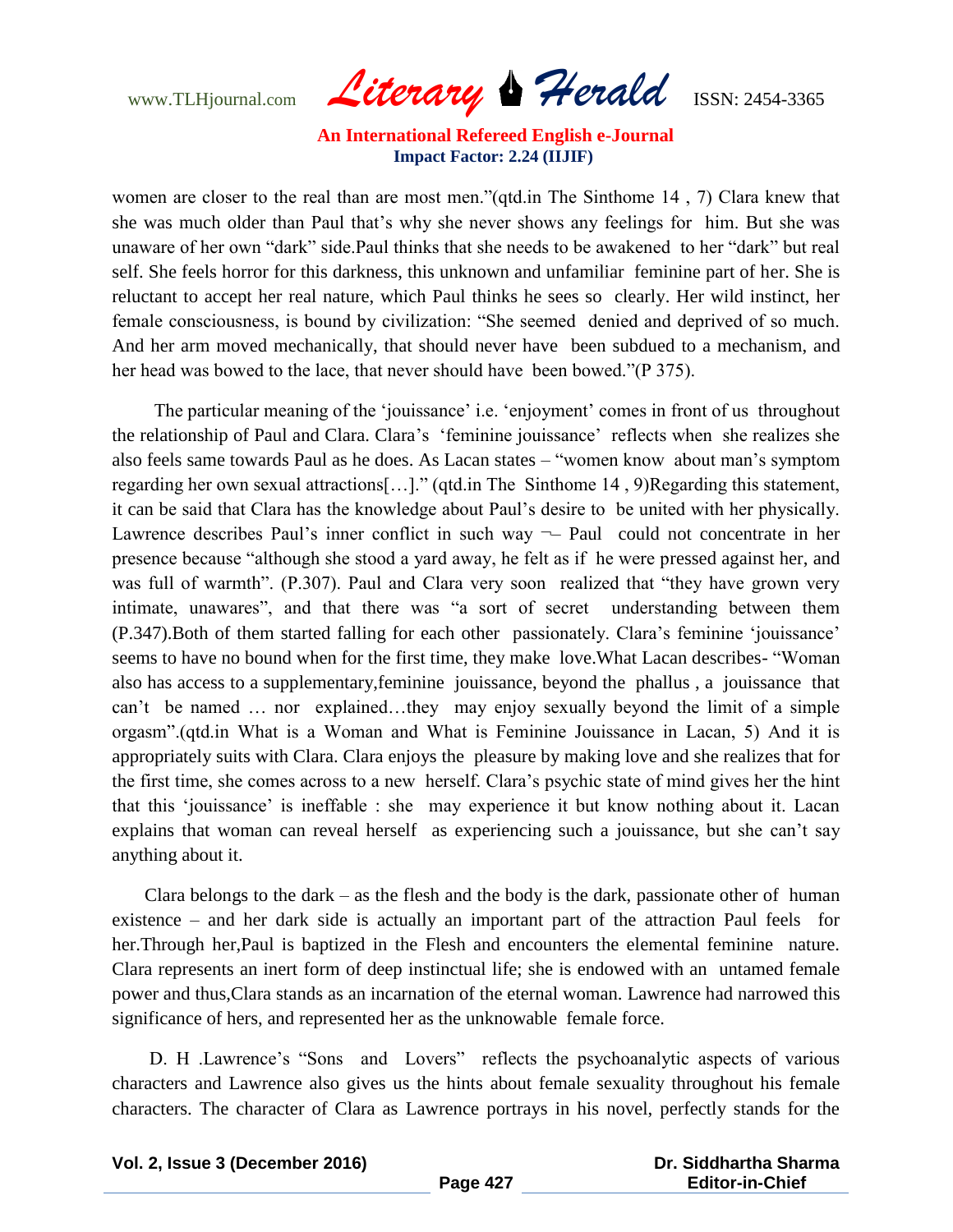women are closer to the real than are most men."(qtd.in The Sinthome 14 , 7) Clara knew that she was much older than Paul that's why she never shows any feelings for him. But she was unaware of her own "dark" side.Paul thinks that she needs to be awakened to her "dark" but real self. She feels horror for this darkness, this unknown and unfamiliar feminine part of her. She is reluctant to accept her real nature, which Paul thinks he sees so clearly. Her wild instinct, her female consciousness, is bound by civilization: "She seemed denied and deprived of so much. And her arm moved mechanically, that should never have been subdued to a mechanism, and her head was bowed to the lace, that never should have been bowed."(P 375).

The particular meaning of the 'jouissance' i.e. 'enjoyment' comes in front of us throughout the relationship of Paul and Clara. Clara's 'feminine jouissance' reflects when she realizes she also feels same towards Paul as he does. As Lacan states – "women know about man's symptom regarding her own sexual attractions[…]." (qtd.in The Sinthome 14 , 9)Regarding this statement, it can be said that Clara has the knowledge about Paul's desire to be united with her physically. Lawrence describes Paul's inner conflict in such way ¬– Paul could not concentrate in her presence because "although she stood a yard away, he felt as if he were pressed against her, and was full of warmth". (P.307). Paul and Clara very soon realized that "they have grown very intimate, unawares", and that there was "a sort of secret understanding between them (P.347).Both of them started falling for each other passionately. Clara's feminine 'jouissance' seems to have no bound when for the first time, they make love.What Lacan describes- "Woman also has access to a supplementary,feminine jouissance, beyond the phallus , a jouissance that can't be named … nor explained…they may enjoy sexually beyond the limit of a simple orgasm".(qtd.in What is a Woman and What is Feminine Jouissance in Lacan, 5) And it is appropriately suits with Clara. Clara enjoys the pleasure by making love and she realizes that for the first time, she comes across to a new herself. Clara's psychic state of mind gives her the hint that this 'jouissance' is ineffable : she may experience it but know nothing about it. Lacan explains that woman can reveal herself as experiencing such a jouissance, but she can't say anything about it.

Clara belongs to the dark – as the flesh and the body is the dark, passionate other of human existence – and her dark side is actually an important part of the attraction Paul feels for her.Through her,Paul is baptized in the Flesh and encounters the elemental feminine nature. Clara represents an inert form of deep instinctual life; she is endowed with an untamed female power and thus,Clara stands as an incarnation of the eternal woman. Lawrence had narrowed this significance of hers, and represented her as the unknowable female force.

D. H .Lawrence's "Sons and Lovers" reflects the psychoanalytic aspects of various characters and Lawrence also gives us the hints about female sexuality throughout his female characters. The character of Clara as Lawrence portrays in his novel, perfectly stands for the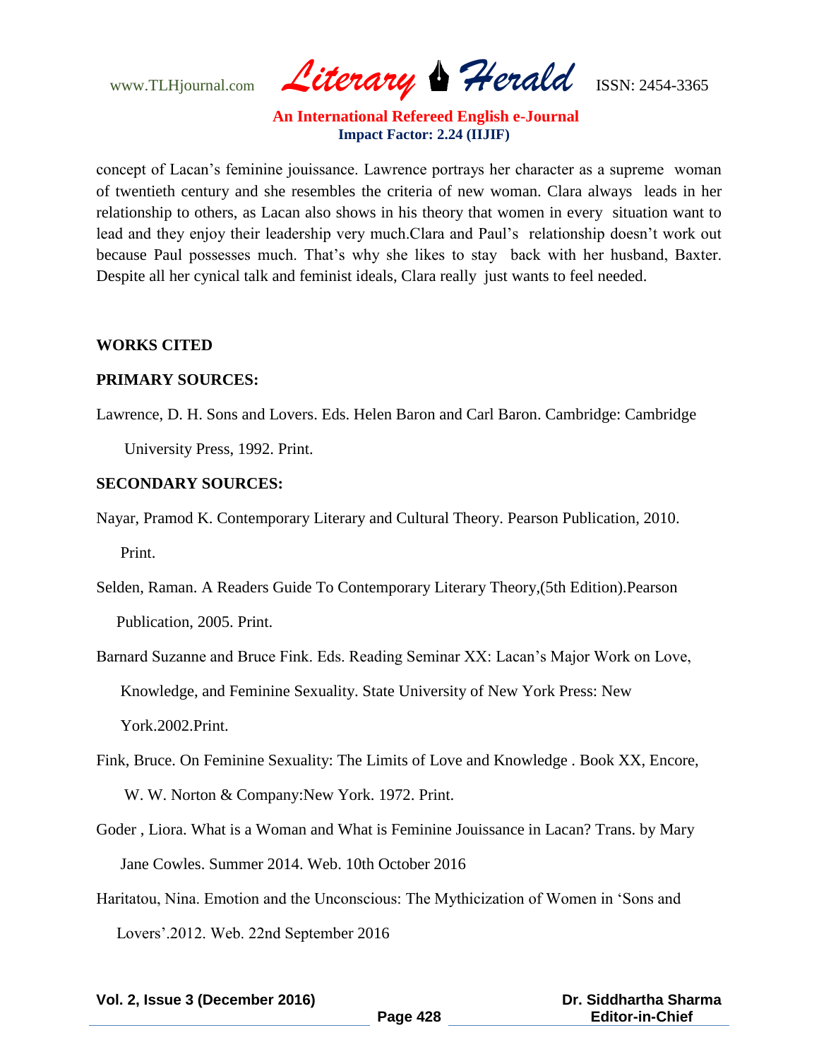concept of Lacan's feminine jouissance. Lawrence portrays her character as a supreme woman of twentieth century and she resembles the criteria of new woman. Clara always leads in her relationship to others, as Lacan also shows in his theory that women in every situation want to lead and they enjoy their leadership very much.Clara and Paul's relationship doesn't work out because Paul possesses much. That's why she likes to stay back with her husband, Baxter. Despite all her cynical talk and feminist ideals, Clara really just wants to feel needed.

**WORKS CITED**

**PRIMARY SOURCES:**

Lawrence, D. H. Sons and Lovers. Eds. Helen Baron and Carl Baron. Cambridge: Cambridge University Press, 1992. Print.

**SECONDARY SOURCES:**

Nayar, Pramod K. Contemporary Literary and Cultural Theory. Pearson Publication, 2010. Print.

Selden, Raman. A Readers Guide To Contemporary Literary Theory,(5th Edition).Pearson Publication, 2005. Print.

Barnard Suzanne and Bruce Fink. Eds. Reading Seminar XX: Lacan's Major Work on Love, Knowledge, and Feminine Sexuality. State University of New York Press: New York.2002.Print.

Fink, Bruce. On Feminine Sexuality: The Limits of Love and Knowledge . Book XX, Encore, W. W. Norton & Company:New York. 1972. Print.

Goder , Liora. What is a Woman and What is Feminine Jouissance in Lacan? Trans. by Mary Jane Cowles. Summer 2014. Web. 10th October 2016

Haritatou, Nina. Emotion and the Unconscious: The Mythicization of Women in 'Sons and Lovers'.2012. Web. 22nd September 2016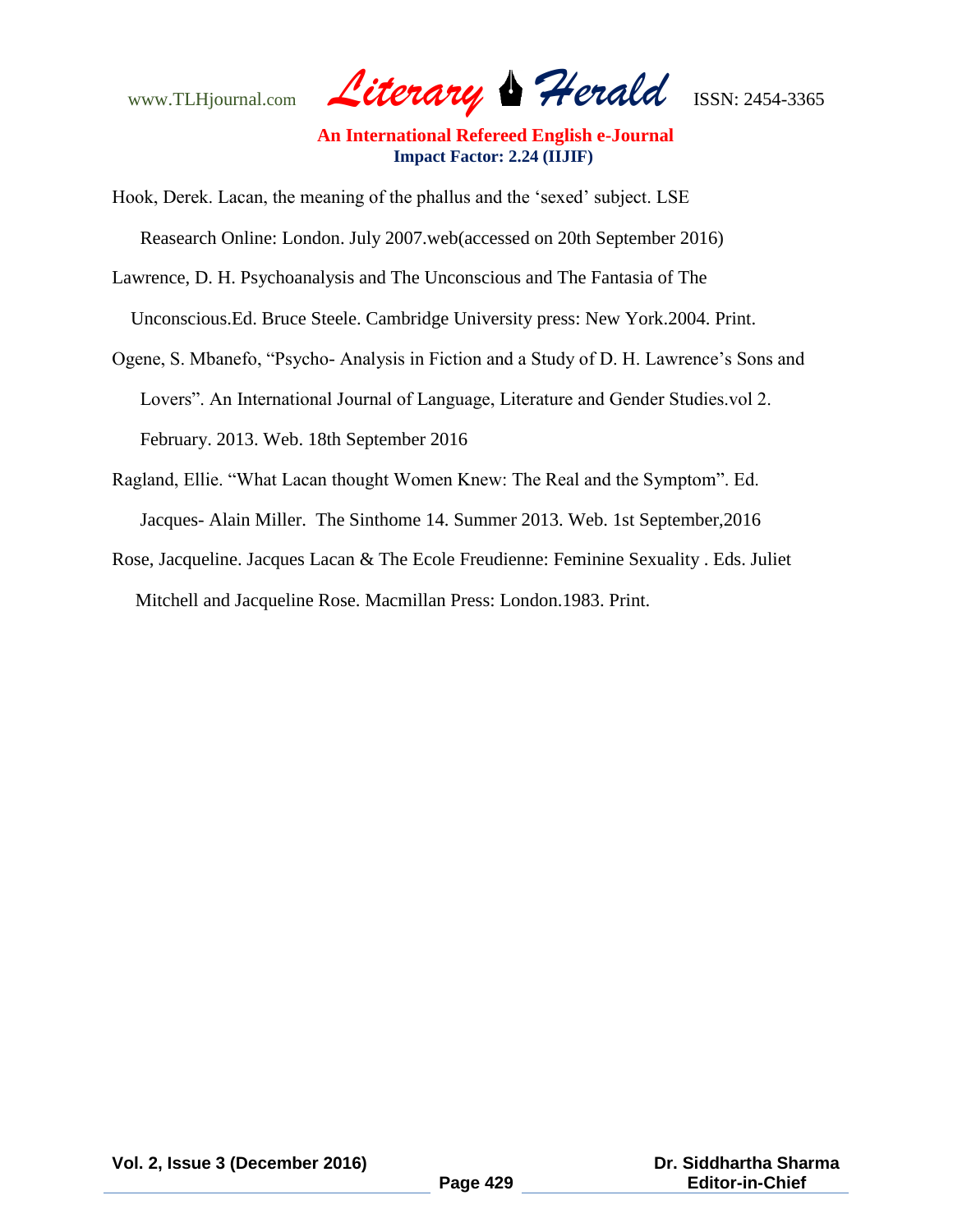Hook, Derek. Lacan, the meaning of the phallus and the 'sexed' subject. LSE Reasearch Online: London. July 2007.web(accessed on 20th September 2016)

Lawrence, D. H. Psychoanalysis and The Unconscious and The Fantasia of The Unconscious.Ed. Bruce Steele. Cambridge University press: New York.2004. Print.

Ogene, S. Mbanefo, "Psycho- Analysis in Fiction and a Study of D. H. Lawrence's Sons and Lovers". An International Journal of Language, Literature and Gender Studies.vol 2. February. 2013. Web. 18th September 2016

Ragland, Ellie. "What Lacan thought Women Knew: The Real and the Symptom". Ed. Jacques- Alain Miller. The Sinthome 14. Summer 2013. Web. 1st September,2016

Rose, Jacqueline. Jacques Lacan & The Ecole Freudienne: Feminine Sexuality . Eds. Juliet Mitchell and Jacqueline Rose. Macmillan Press: London.1983. Print.